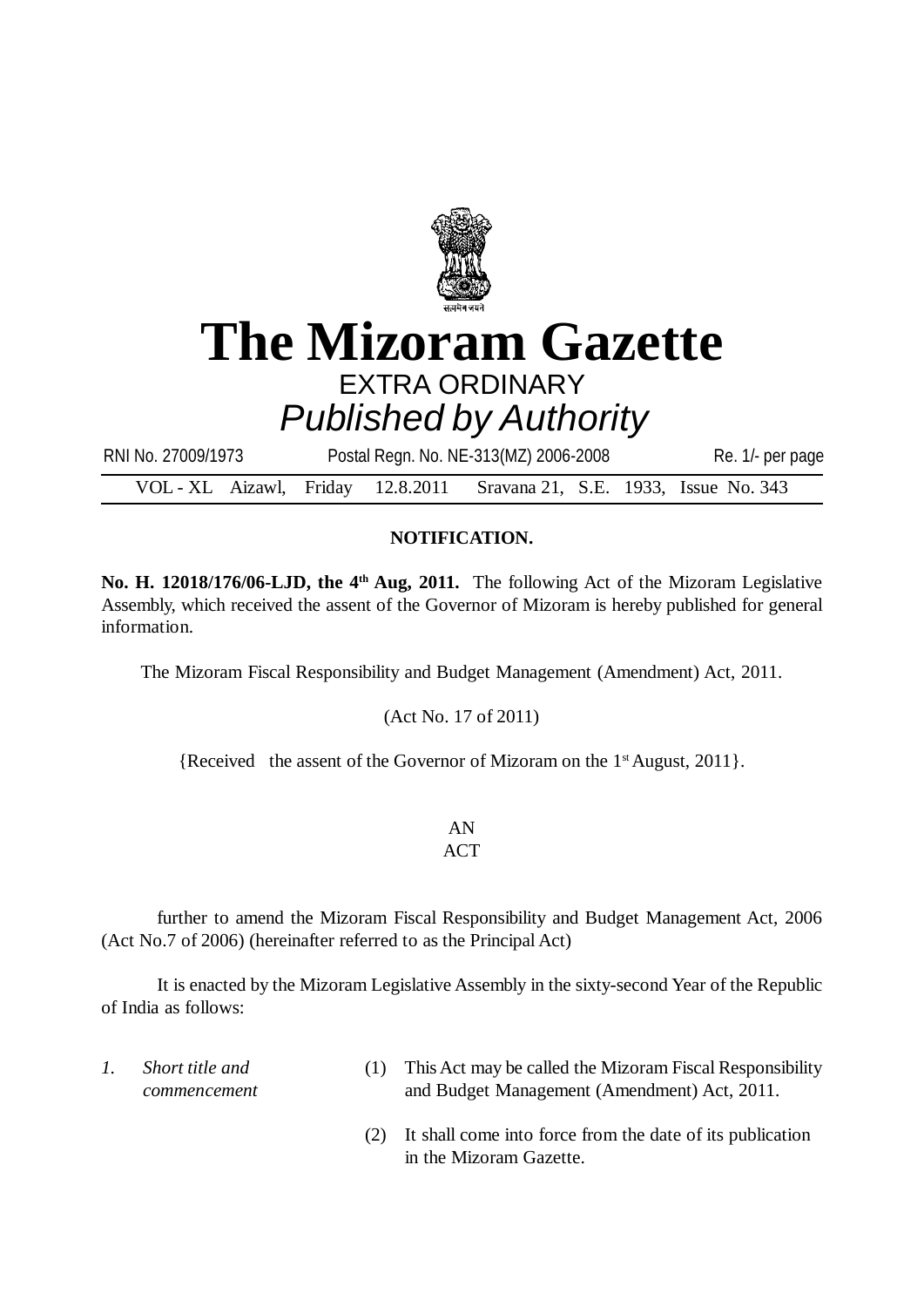# The Mizoram Gazette

EXTRA ORDINARY

*Published by Authority*

RNI No. 27009/1973 Postal Regn. No. NE-313(MZ) 2006-2008 Re. 1/- per page

VOL - XL Aizawl, Friday 12.8.2011 Sravana 21, S.E. 1933, Issue No. 343

**NOTIFICATION.**

**No. H. 12018/176/06-LJD, the 4th Aug, 2011.** The following Act of the Mizoram Legislative Assembly, which received the assent of the Governor of Mizoram is hereby published for general information.

The Mizoram Fiscal Responsibility and Budget Management (Amendment) Act, 2011.

(Act No. 17 of 2011)

{Received the assent of the Governor of Mizoram on the 1st August, 2011}.

AN
ACT

further to amend the Mizoram Fiscal Responsibility and Budget Management Act, 2006 (Act No.7 of 2006) (hereinafter referred to as the Principal Act)

It is enacted by the Mizoram Legislative Assembly in the sixty-second Year of the Republic of India as follows:

*1. Short title and commencement*

(1) This Act may be called the Mizoram Fiscal Responsibility and Budget Management (Amendment) Act, 2011.

(2) It shall come into force from the date of its publication in the Mizoram Gazette.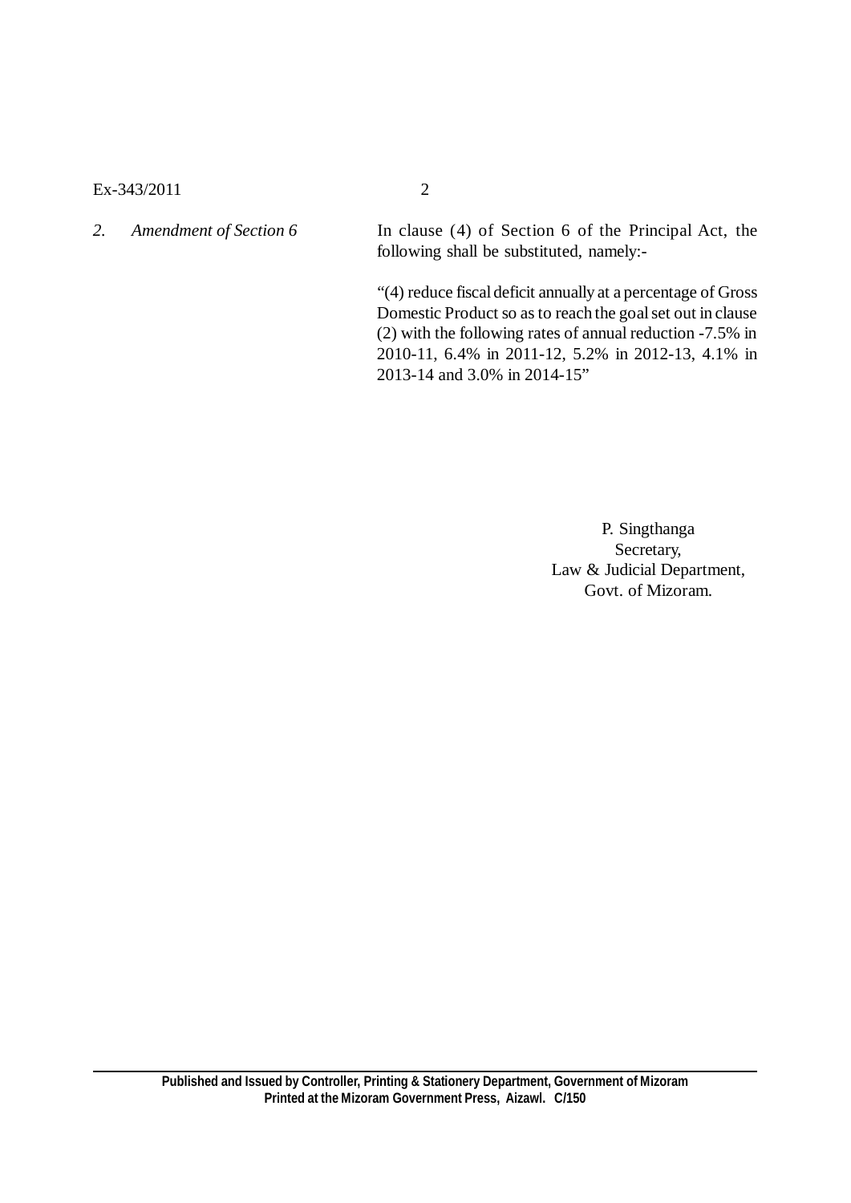*2. Amendment of Section 6*

In clause (4) of Section 6 of the Principal Act, the following shall be substituted, namely:-

"(4) reduce fiscal deficit annually at a percentage of Gross Domestic Product so as to reach the goal set out in clause (2) with the following rates of annual reduction -7.5% in 2010-11, 6.4% in 2011-12, 5.2% in 2012-13, 4.1% in 2013-14 and 3.0% in 2014-15"

P. Singthanga
Secretary,
Law & Judicial Department,
Govt. of Mizoram.

**Published and Issued by Controller, Printing & Stationery Department, Government of Mizoram**
**Printed at the Mizoram Government Press, Aizawl. C/150**